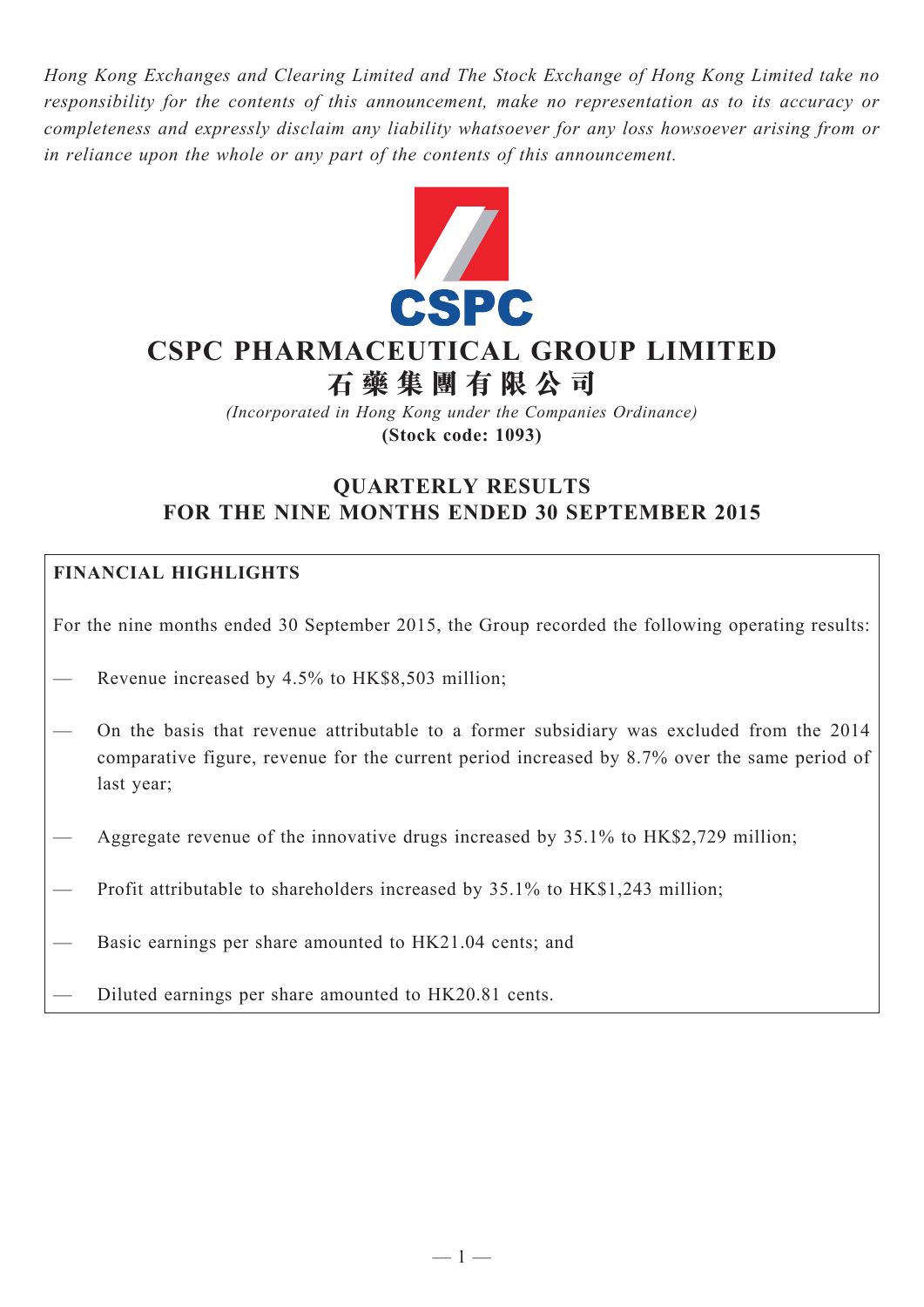*Hong Kong Exchanges and Clearing Limited and The Stock Exchange of Hong Kong Limited take no responsibility for the contents of this announcement, make no representation as to its accuracy or completeness and expressly disclaim any liability whatsoever for any loss howsoever arising from or in reliance upon the whole or any part of the contents of this announcement.*

# CSPC PHARMACEUTICAL GROUP LIMITED
# 石藥集團有限公司

*(Incorporated in Hong Kong under the Companies Ordinance)*
**(Stock code: 1093)**

## QUARTERLY RESULTS FOR THE NINE MONTHS ENDED 30 SEPTEMBER 2015

**FINANCIAL HIGHLIGHTS**

For the nine months ended 30 September 2015, the Group recorded the following operating results:

— Revenue increased by 4.5% to HK$8,503 million;

— On the basis that revenue attributable to a former subsidiary was excluded from the 2014 comparative figure, revenue for the current period increased by 8.7% over the same period of last year;

— Aggregate revenue of the innovative drugs increased by 35.1% to HK$2,729 million;

— Profit attributable to shareholders increased by 35.1% to HK$1,243 million;

— Basic earnings per share amounted to HK21.04 cents; and

— Diluted earnings per share amounted to HK20.81 cents.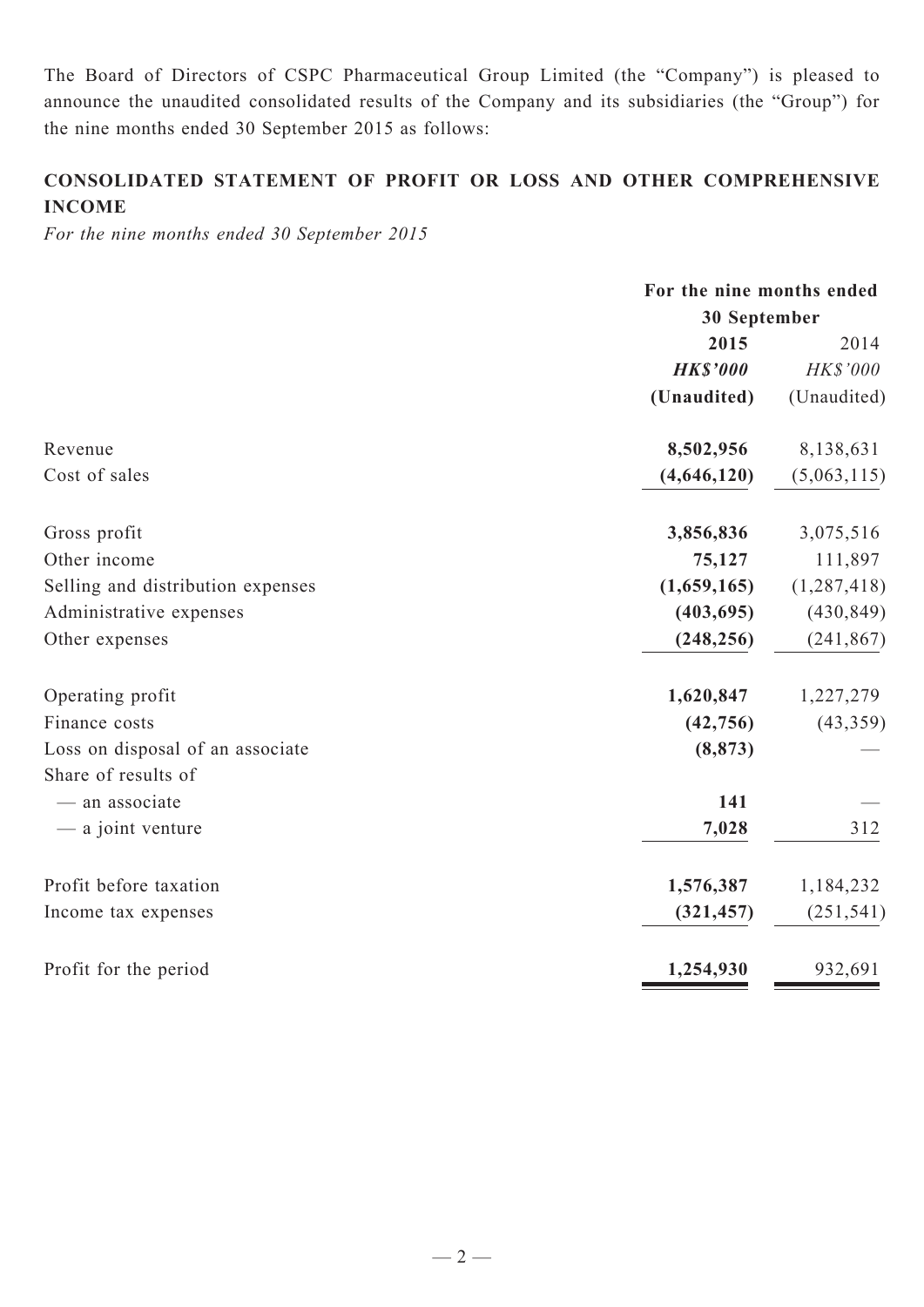The Board of Directors of CSPC Pharmaceutical Group Limited (the "Company") is pleased to announce the unaudited consolidated results of the Company and its subsidiaries (the "Group") for the nine months ended 30 September 2015 as follows:

## CONSOLIDATED STATEMENT OF PROFIT OR LOSS AND OTHER COMPREHENSIVE INCOME

*For the nine months ended 30 September 2015*

| | For the nine months ended 30 September | |
|---|---|---|
| | **2015** | 2014 |
| | ***HK$'000*** | *HK$'000* |
| | **(Unaudited)** | (Unaudited) |
| Revenue | **8,502,956** | 8,138,631 |
| Cost of sales | **(4,646,120)** | (5,063,115) |
| Gross profit | **3,856,836** | 3,075,516 |
| Other income | **75,127** | 111,897 |
| Selling and distribution expenses | **(1,659,165)** | (1,287,418) |
| Administrative expenses | **(403,695)** | (430,849) |
| Other expenses | **(248,256)** | (241,867) |
| Operating profit | **1,620,847** | 1,227,279 |
| Finance costs | **(42,756)** | (43,359) |
| Loss on disposal of an associate | **(8,873)** | — |
| Share of results of | | |
| — an associate | **141** | — |
| — a joint venture | **7,028** | 312 |
| Profit before taxation | **1,576,387** | 1,184,232 |
| Income tax expenses | **(321,457)** | (251,541) |
| Profit for the period | **1,254,930** | 932,691 |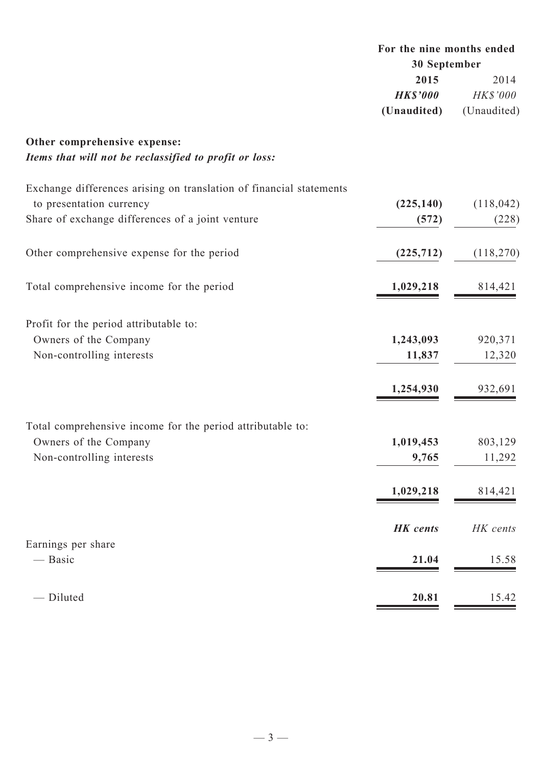| | For the nine months ended 30 September | |
|---|---|---|
| | **2015** | 2014 |
| | ***HK$'000*** | *HK$'000* |
| | **(Unaudited)** | (Unaudited) |
| **Other comprehensive expense:** | | |
| ***Items that will not be reclassified to profit or loss:*** | | |
| Exchange differences arising on translation of financial statements to presentation currency | **(225,140)** | (118,042) |
| Share of exchange differences of a joint venture | **(572)** | (228) |
| Other comprehensive expense for the period | **(225,712)** | (118,270) |
| Total comprehensive income for the period | **1,029,218** | 814,421 |
| Profit for the period attributable to: | | |
| Owners of the Company | **1,243,093** | 920,371 |
| Non-controlling interests | **11,837** | 12,320 |
| | **1,254,930** | 932,691 |
| Total comprehensive income for the period attributable to: | | |
| Owners of the Company | **1,019,453** | 803,129 |
| Non-controlling interests | **9,765** | 11,292 |
| | **1,029,218** | 814,421 |
| | ***HK cents*** | *HK cents* |
| Earnings per share | | |
| — Basic | **21.04** | 15.58 |
| — Diluted | **20.81** | 15.42 |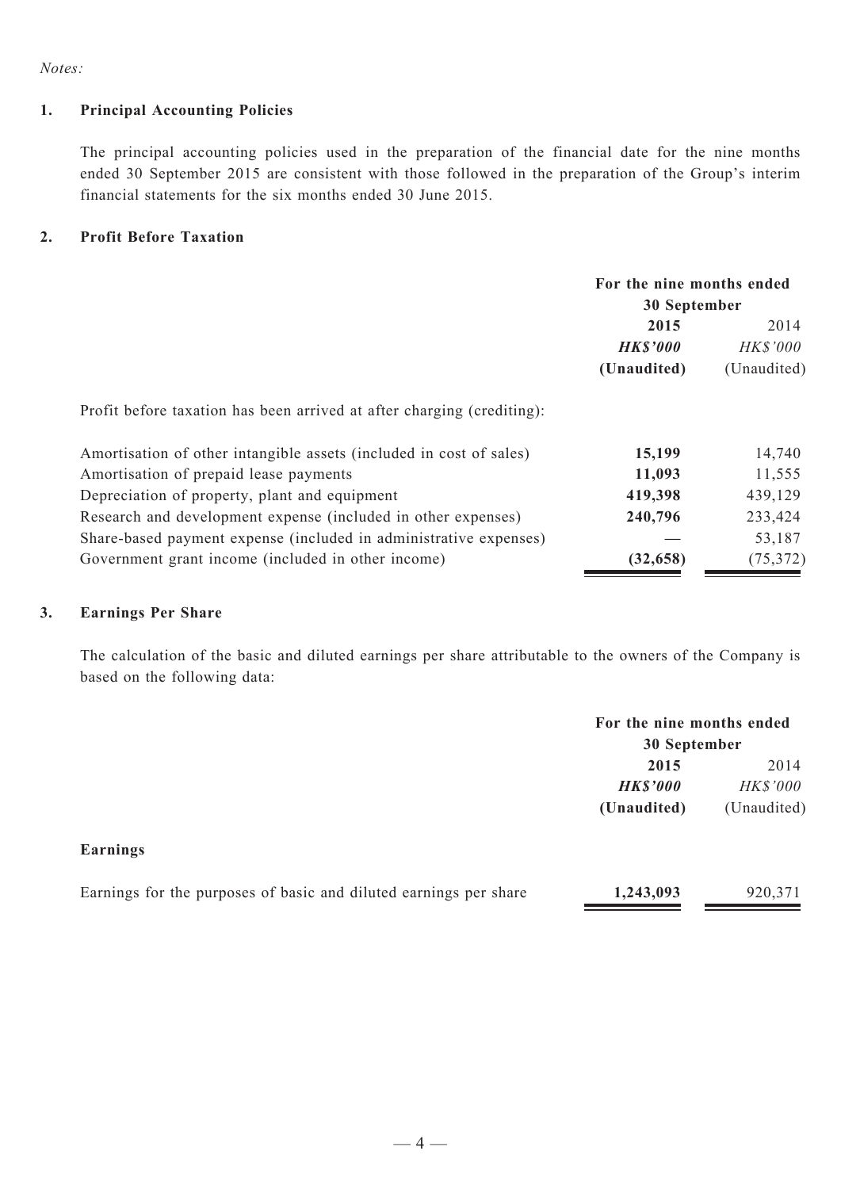*Notes:*

## 1. Principal Accounting Policies

The principal accounting policies used in the preparation of the financial date for the nine months ended 30 September 2015 are consistent with those followed in the preparation of the Group's interim financial statements for the six months ended 30 June 2015.

## 2. Profit Before Taxation

| | For the nine months ended 30 September | |
|---|---|---|
| | **2015** | 2014 |
| | ***HK$'000*** | *HK$'000* |
| | **(Unaudited)** | (Unaudited) |
| Profit before taxation has been arrived at after charging (crediting): | | |
| Amortisation of other intangible assets (included in cost of sales) | **15,199** | 14,740 |
| Amortisation of prepaid lease payments | **11,093** | 11,555 |
| Depreciation of property, plant and equipment | **419,398** | 439,129 |
| Research and development expense (included in other expenses) | **240,796** | 233,424 |
| Share-based payment expense (included in administrative expenses) | **—** | 53,187 |
| Government grant income (included in other income) | **(32,658)** | (75,372) |

## 3. Earnings Per Share

The calculation of the basic and diluted earnings per share attributable to the owners of the Company is based on the following data:

| | For the nine months ended 30 September | |
|---|---|---|
| | **2015** | 2014 |
| | ***HK$'000*** | *HK$'000* |
| | **(Unaudited)** | (Unaudited) |
| **Earnings** | | |
| Earnings for the purposes of basic and diluted earnings per share | **1,243,093** | 920,371 |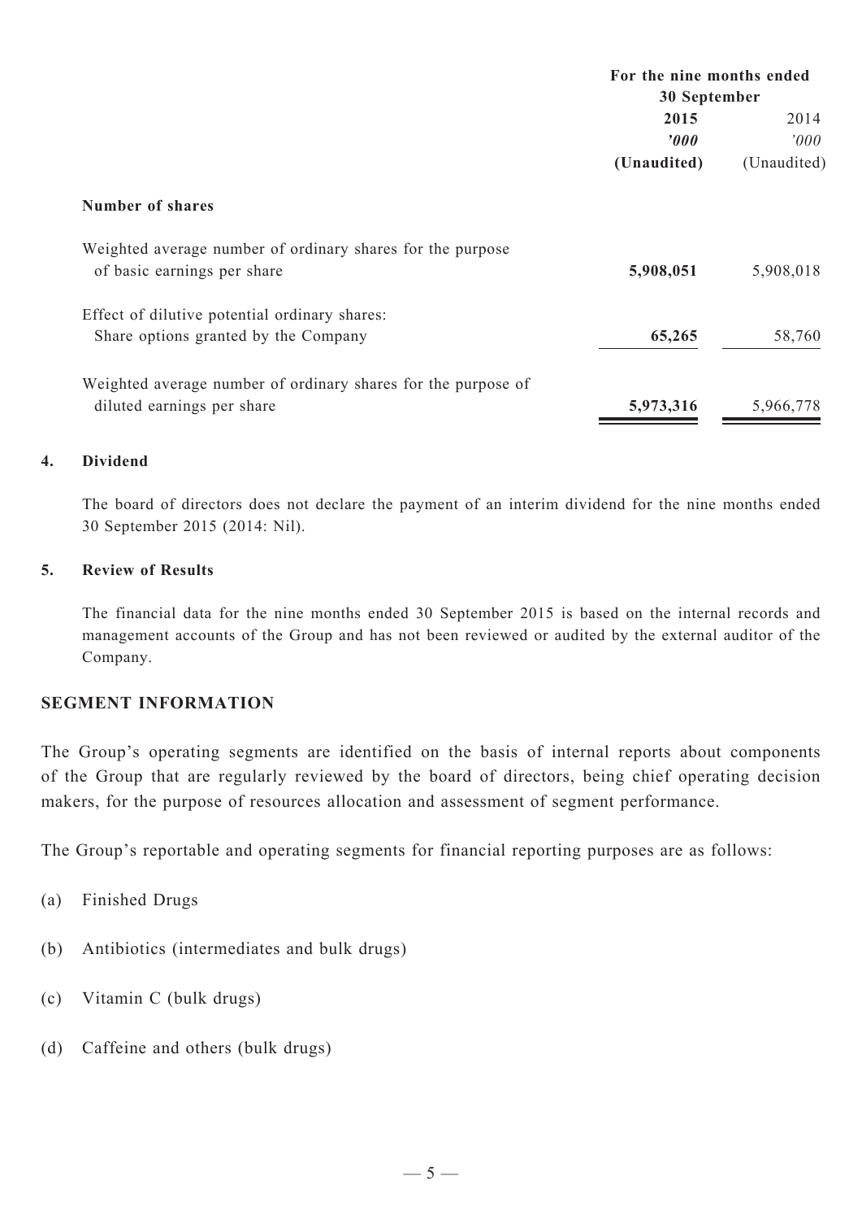| | For the nine months ended 30 September | |
|---|---|---|
| | **2015** | 2014 |
| | ***'000*** | *'000* |
| | **(Unaudited)** | (Unaudited) |
| **Number of shares** | | |
| Weighted average number of ordinary shares for the purpose of basic earnings per share | **5,908,051** | 5,908,018 |
| Effect of dilutive potential ordinary shares: Share options granted by the Company | **65,265** | 58,760 |
| Weighted average number of ordinary shares for the purpose of diluted earnings per share | **5,973,316** | 5,966,778 |

### 4. Dividend

The board of directors does not declare the payment of an interim dividend for the nine months ended 30 September 2015 (2014: Nil).

### 5. Review of Results

The financial data for the nine months ended 30 September 2015 is based on the internal records and management accounts of the Group and has not been reviewed or audited by the external auditor of the Company.

## SEGMENT INFORMATION

The Group's operating segments are identified on the basis of internal reports about components of the Group that are regularly reviewed by the board of directors, being chief operating decision makers, for the purpose of resources allocation and assessment of segment performance.

The Group's reportable and operating segments for financial reporting purposes are as follows:

(a) Finished Drugs

(b) Antibiotics (intermediates and bulk drugs)

(c) Vitamin C (bulk drugs)

(d) Caffeine and others (bulk drugs)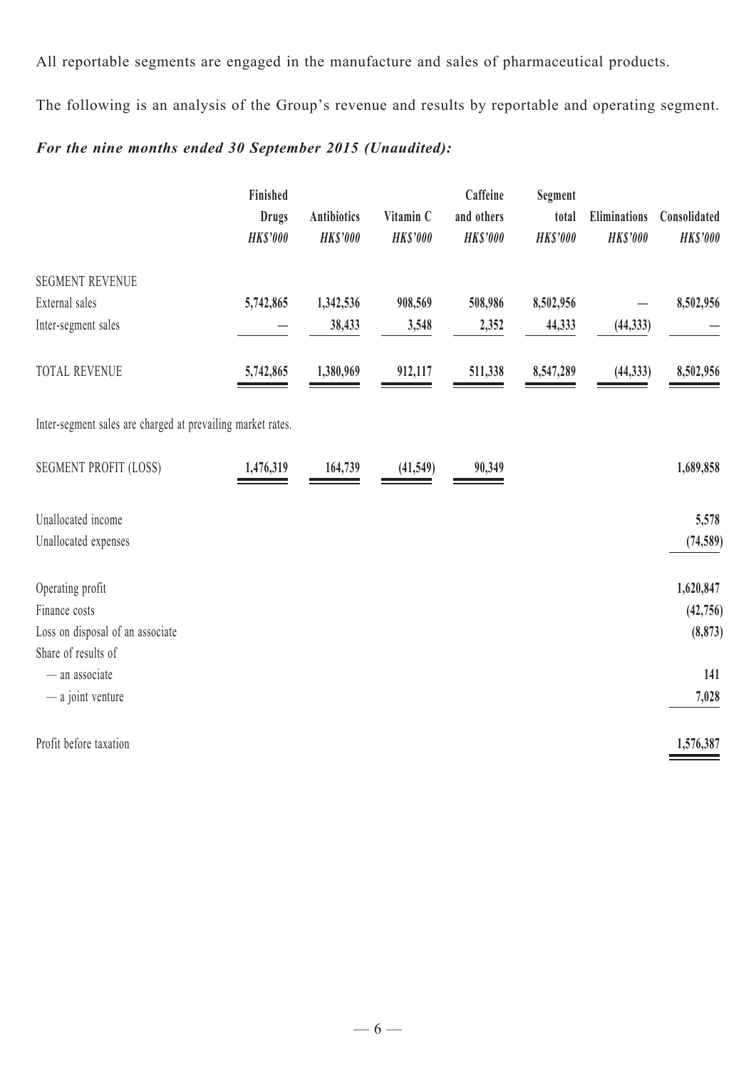All reportable segments are engaged in the manufacture and sales of pharmaceutical products.

The following is an analysis of the Group's revenue and results by reportable and operating segment.

***For the nine months ended 30 September 2015 (Unaudited):***

| | Finished Drugs HK$'000 | Antibiotics HK$'000 | Vitamin C HK$'000 | Caffeine and others HK$'000 | Segment total HK$'000 | Eliminations HK$'000 | Consolidated HK$'000 |
|---|---|---|---|---|---|---|---|
| SEGMENT REVENUE | | | | | | | |
| External sales | **5,742,865** | **1,342,536** | **908,569** | **508,986** | **8,502,956** | **—** | **8,502,956** |
| Inter-segment sales | **—** | **38,433** | **3,548** | **2,352** | **44,333** | **(44,333)** | **—** |
| TOTAL REVENUE | **5,742,865** | **1,380,969** | **912,117** | **511,338** | **8,547,289** | **(44,333)** | **8,502,956** |

Inter-segment sales are charged at prevailing market rates.

| | Finished Drugs HK$'000 | Antibiotics HK$'000 | Vitamin C HK$'000 | Caffeine and others HK$'000 | Segment total HK$'000 | Eliminations HK$'000 | Consolidated HK$'000 |
|---|---|---|---|---|---|---|---|
| SEGMENT PROFIT (LOSS) | **1,476,319** | **164,739** | **(41,549)** | **90,349** | | | **1,689,858** |
| Unallocated income | | | | | | | **5,578** |
| Unallocated expenses | | | | | | | **(74,589)** |
| Operating profit | | | | | | | **1,620,847** |
| Finance costs | | | | | | | **(42,756)** |
| Loss on disposal of an associate | | | | | | | **(8,873)** |
| Share of results of | | | | | | | |
| — an associate | | | | | | | **141** |
| — a joint venture | | | | | | | **7,028** |
| Profit before taxation | | | | | | | **1,576,387** |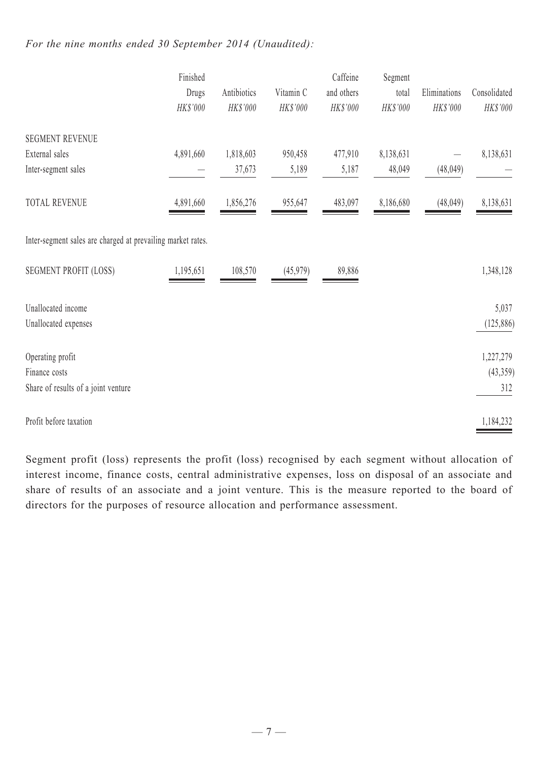*For the nine months ended 30 September 2014 (Unaudited):*

| | Finished Drugs HK$'000 | Antibiotics HK$'000 | Vitamin C HK$'000 | Caffeine and others HK$'000 | Segment total HK$'000 | Eliminations HK$'000 | Consolidated HK$'000 |
|---|---|---|---|---|---|---|---|
| SEGMENT REVENUE | | | | | | | |
| External sales | 4,891,660 | 1,818,603 | 950,458 | 477,910 | 8,138,631 | — | 8,138,631 |
| Inter-segment sales | — | 37,673 | 5,189 | 5,187 | 48,049 | (48,049) | — |
| TOTAL REVENUE | 4,891,660 | 1,856,276 | 955,647 | 483,097 | 8,186,680 | (48,049) | 8,138,631 |
| Inter-segment sales are charged at prevailing market rates. | | | | | | | |
| SEGMENT PROFIT (LOSS) | 1,195,651 | 108,570 | (45,979) | 89,886 | | | 1,348,128 |
| Unallocated income | | | | | | | 5,037 |
| Unallocated expenses | | | | | | | (125,886) |
| Operating profit | | | | | | | 1,227,279 |
| Finance costs | | | | | | | (43,359) |
| Share of results of a joint venture | | | | | | | 312 |
| Profit before taxation | | | | | | | 1,184,232 |

Segment profit (loss) represents the profit (loss) recognised by each segment without allocation of interest income, finance costs, central administrative expenses, loss on disposal of an associate and share of results of an associate and a joint venture. This is the measure reported to the board of directors for the purposes of resource allocation and performance assessment.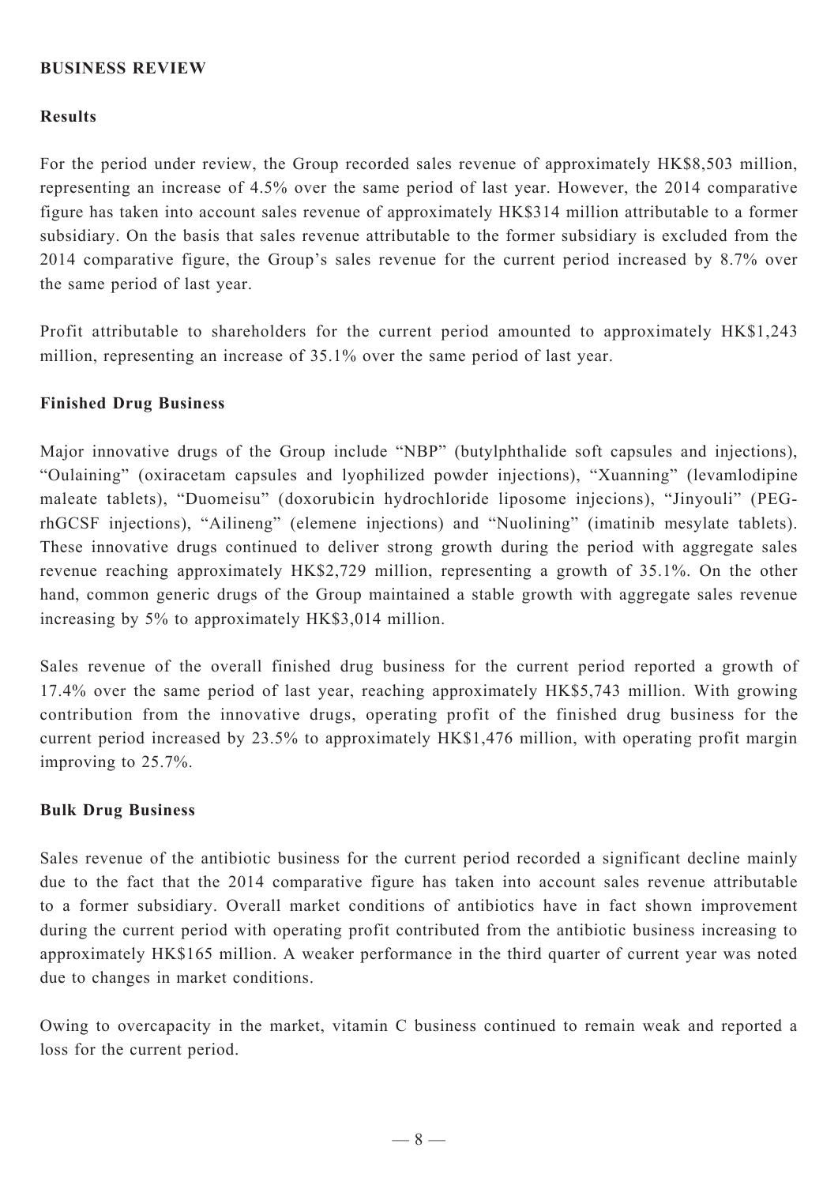## BUSINESS REVIEW

### Results

For the period under review, the Group recorded sales revenue of approximately HK$8,503 million, representing an increase of 4.5% over the same period of last year. However, the 2014 comparative figure has taken into account sales revenue of approximately HK$314 million attributable to a former subsidiary. On the basis that sales revenue attributable to the former subsidiary is excluded from the 2014 comparative figure, the Group's sales revenue for the current period increased by 8.7% over the same period of last year.

Profit attributable to shareholders for the current period amounted to approximately HK$1,243 million, representing an increase of 35.1% over the same period of last year.

### Finished Drug Business

Major innovative drugs of the Group include "NBP" (butylphthalide soft capsules and injections), "Oulaining" (oxiracetam capsules and lyophilized powder injections), "Xuanning" (levamlodipine maleate tablets), "Duomeisu" (doxorubicin hydrochloride liposome injecions), "Jinyouli" (PEG-rhGCSF injections), "Ailineng" (elemene injections) and "Nuolining" (imatinib mesylate tablets). These innovative drugs continued to deliver strong growth during the period with aggregate sales revenue reaching approximately HK$2,729 million, representing a growth of 35.1%. On the other hand, common generic drugs of the Group maintained a stable growth with aggregate sales revenue increasing by 5% to approximately HK$3,014 million.

Sales revenue of the overall finished drug business for the current period reported a growth of 17.4% over the same period of last year, reaching approximately HK$5,743 million. With growing contribution from the innovative drugs, operating profit of the finished drug business for the current period increased by 23.5% to approximately HK$1,476 million, with operating profit margin improving to 25.7%.

### Bulk Drug Business

Sales revenue of the antibiotic business for the current period recorded a significant decline mainly due to the fact that the 2014 comparative figure has taken into account sales revenue attributable to a former subsidiary. Overall market conditions of antibiotics have in fact shown improvement during the current period with operating profit contributed from the antibiotic business increasing to approximately HK$165 million. A weaker performance in the third quarter of current year was noted due to changes in market conditions.

Owing to overcapacity in the market, vitamin C business continued to remain weak and reported a loss for the current period.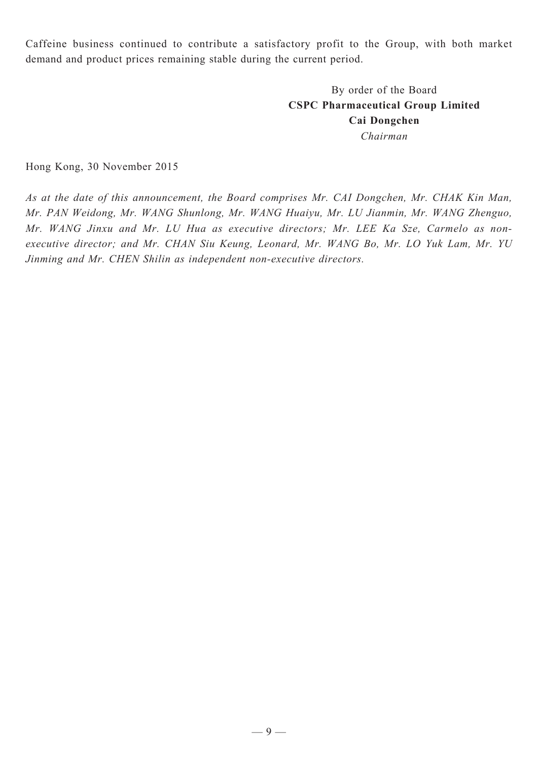Caffeine business continued to contribute a satisfactory profit to the Group, with both market demand and product prices remaining stable during the current period.

By order of the Board
**CSPC Pharmaceutical Group Limited**
**Cai Dongchen**
*Chairman*

Hong Kong, 30 November 2015

*As at the date of this announcement, the Board comprises Mr. CAI Dongchen, Mr. CHAK Kin Man, Mr. PAN Weidong, Mr. WANG Shunlong, Mr. WANG Huaiyu, Mr. LU Jianmin, Mr. WANG Zhenguo, Mr. WANG Jinxu and Mr. LU Hua as executive directors; Mr. LEE Ka Sze, Carmelo as non-executive director; and Mr. CHAN Siu Keung, Leonard, Mr. WANG Bo, Mr. LO Yuk Lam, Mr. YU Jinming and Mr. CHEN Shilin as independent non-executive directors.*